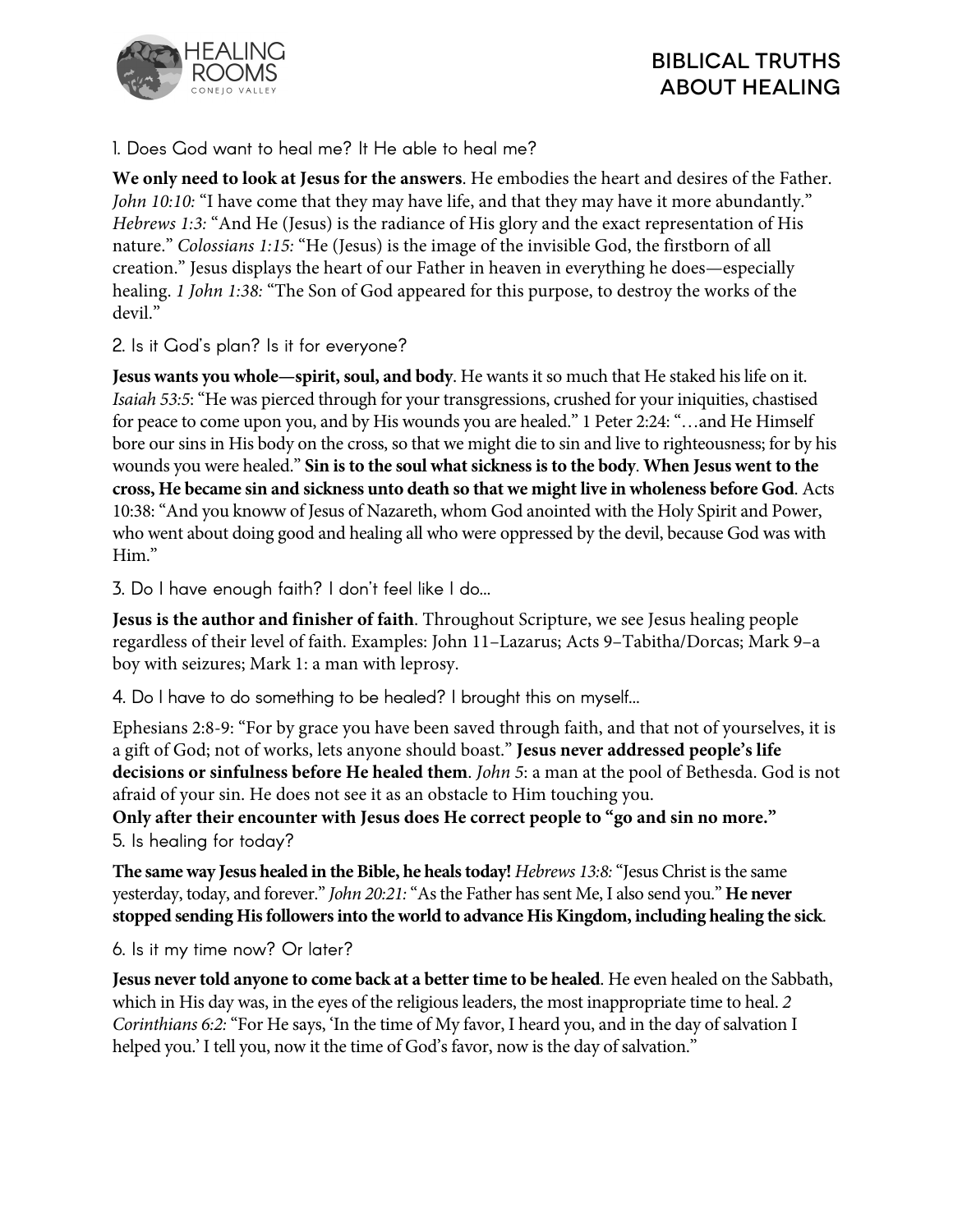# BIBLICAL TRUTHS ABOUT HEALING

1. Does God want to heal me? It He able to heal me?

**We only need to look at Jesus for the answers**. He embodies the heart and desires of the Father. *John 10:10:* "I have come that they may have life, and that they may have it more abundantly." *Hebrews 1:3:* "And He (Jesus) is the radiance of His glory and the exact representation of His nature." *Colossians 1:15:* "He (Jesus) is the image of the invisible God, the firstborn of all creation." Jesus displays the heart of our Father in heaven in everything he does—especially healing. *1 John 1:38:* "The Son of God appeared for this purpose, to destroy the works of the devil."

2. Is it God's plan? Is it for everyone?

**Jesus wants you whole—spirit, soul, and body**. He wants it so much that He staked his life on it. *Isaiah 53:5*: "He was pierced through for your transgressions, crushed for your iniquities, chastised for peace to come upon you, and by His wounds you are healed." 1 Peter 2:24: "…and He Himself bore our sins in His body on the cross, so that we might die to sin and live to righteousness; for by his wounds you were healed." **Sin is to the soul what sickness is to the body**. **When Jesus went to the cross, He became sin and sickness unto death so that we might live in wholeness before God**. Acts 10:38: "And you knoww of Jesus of Nazareth, whom God anointed with the Holy Spirit and Power, who went about doing good and healing all who were oppressed by the devil, because God was with Him."

3. Do I have enough faith? I don't feel like I do…

**Jesus is the author and finisher of faith**. Throughout Scripture, we see Jesus healing people regardless of their level of faith. Examples: John 11–Lazarus; Acts 9–Tabitha/Dorcas; Mark 9–a boy with seizures; Mark 1: a man with leprosy.

4. Do I have to do something to be healed? I brought this on myself…

Ephesians 2:8-9: "For by grace you have been saved through faith, and that not of yourselves, it is a gift of God; not of works, lets anyone should boast." **Jesus never addressed people's life decisions or sinfulness before He healed them**. *John 5*: a man at the pool of Bethesda. God is not afraid of your sin. He does not see it as an obstacle to Him touching you.

**Only after their encounter with Jesus does He correct people to "go and sin no more."**

5. Is healing for today?

**The same way Jesus healed in the Bible, he heals today!** *Hebrews 13:8:* "Jesus Christ is the same yesterday, today, and forever." *John 20:21:* "As the Father has sent Me, I also send you." **He never stopped sending His followers into the world to advance His Kingdom, including healing the sick**.

6. Is it my time now? Or later?

**Jesus never told anyone to come back at a better time to be healed**. He even healed on the Sabbath, which in His day was, in the eyes of the religious leaders, the most inappropriate time to heal. *2 Corinthians 6:2:* "For He says, 'In the time of My favor, I heard you, and in the day of salvation I helped you.' I tell you, now it the time of God's favor, now is the day of salvation."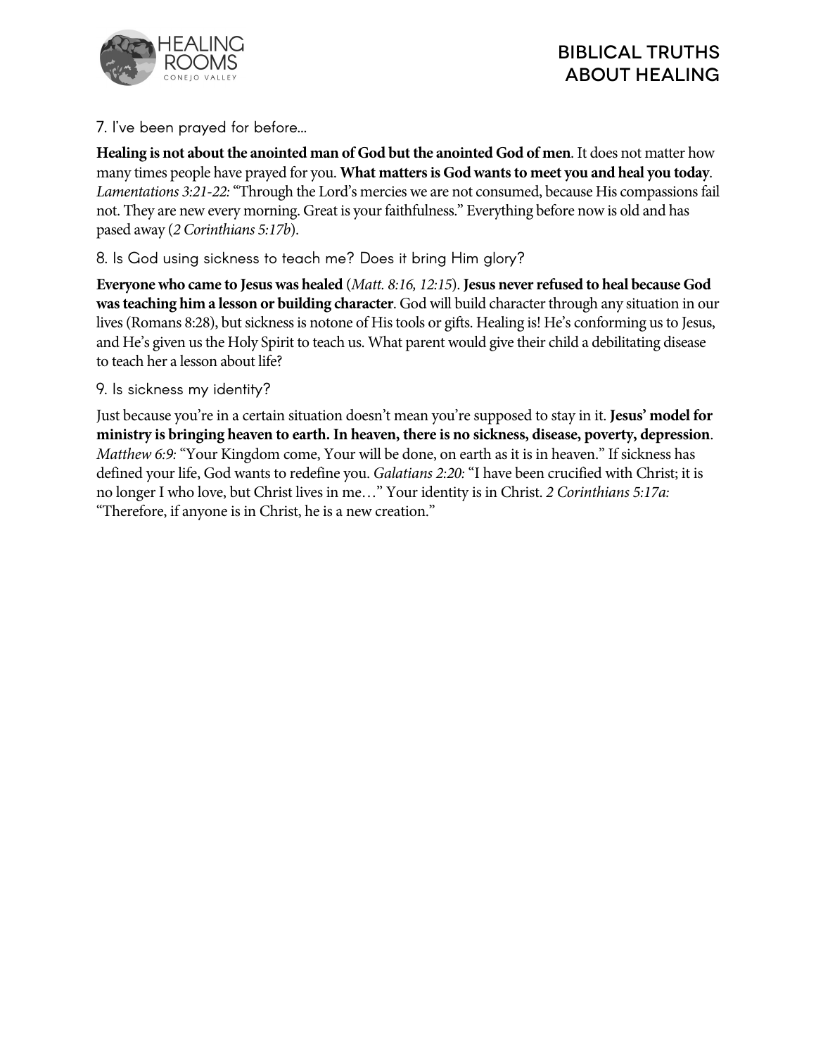7. I've been prayed for before...

**Healing is not about the anointed man of God but the anointed God of men**. It does not matter how many times people have prayed for you. **What matters is God wants to meet you and heal you today**. *Lamentations 3:21-22:* "Through the Lord's mercies we are not consumed, because His compassions fail not. They are new every morning. Great is your faithfulness." Everything before now is old and has pased away (*2 Corinthians 5:17b*).

8. Is God using sickness to teach me? Does it bring Him glory?

**Everyone who came to Jesus was healed** (*Matt. 8:16, 12:15*). **Jesus never refused to heal because God was teaching him a lesson or building character**. God will build character through any situation in our lives (Romans 8:28), but sickness is notone of His tools or gifts. Healing is! He's conforming us to Jesus, and He's given us the Holy Spirit to teach us. What parent would give their child a debilitating disease to teach her a lesson about life?

9. Is sickness my identity?

Just because you're in a certain situation doesn't mean you're supposed to stay in it. **Jesus' model for ministry is bringing heaven to earth. In heaven, there is no sickness, disease, poverty, depression**. *Matthew 6:9:* "Your Kingdom come, Your will be done, on earth as it is in heaven." If sickness has defined your life, God wants to redefine you. *Galatians 2:20:* "I have been crucified with Christ; it is no longer I who love, but Christ lives in me…" Your identity is in Christ. *2 Corinthians 5:17a:* "Therefore, if anyone is in Christ, he is a new creation."